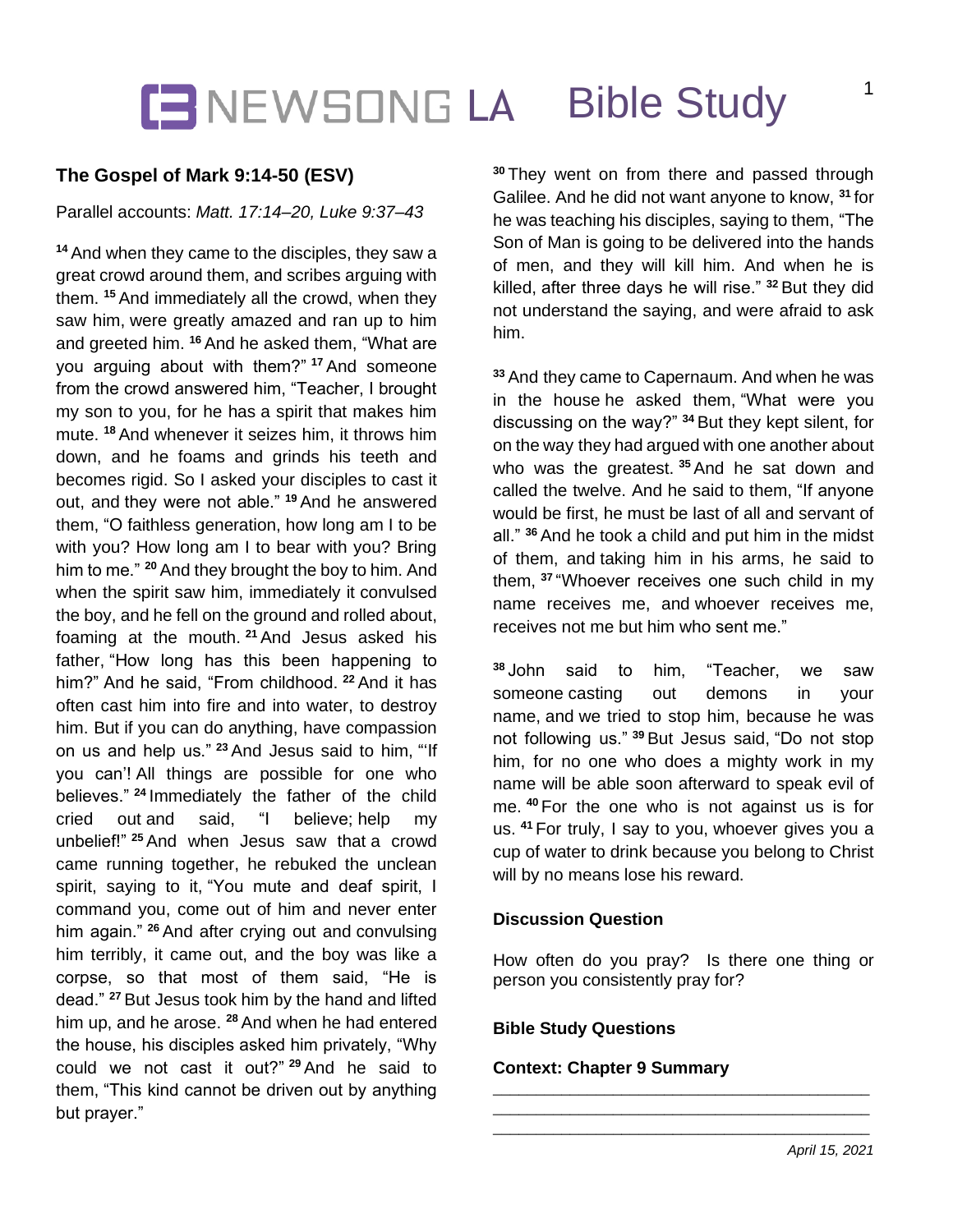# NEWSONG LA Bible Study

**The Gospel of Mark 9:14-50 (ESV)**

Parallel accounts: *Matt. 17:14–20, Luke 9:37–43*

[14] And when they came to the disciples, they saw a great crowd around them, and scribes arguing with them. [15] And immediately all the crowd, when they saw him, were greatly amazed and ran up to him and greeted him. [16] And he asked them, "What are you arguing about with them?" [17] And someone from the crowd answered him, "Teacher, I brought my son to you, for he has a spirit that makes him mute. [18] And whenever it seizes him, it throws him down, and he foams and grinds his teeth and becomes rigid. So I asked your disciples to cast it out, and they were not able." [19] And he answered them, "O faithless generation, how long am I to be with you? How long am I to bear with you? Bring him to me." [20] And they brought the boy to him. And when the spirit saw him, immediately it convulsed the boy, and he fell on the ground and rolled about, foaming at the mouth. [21] And Jesus asked his father, "How long has this been happening to him?" And he said, "From childhood. [22] And it has often cast him into fire and into water, to destroy him. But if you can do anything, have compassion on us and help us." [23] And Jesus said to him, "'If you can'! All things are possible for one who believes." [24] Immediately the father of the child cried out and said, "I believe; help my unbelief!" [25] And when Jesus saw that a crowd came running together, he rebuked the unclean spirit, saying to it, "You mute and deaf spirit, I command you, come out of him and never enter him again." [26] And after crying out and convulsing him terribly, it came out, and the boy was like a corpse, so that most of them said, "He is dead." [27] But Jesus took him by the hand and lifted him up, and he arose. [28] And when he had entered the house, his disciples asked him privately, "Why could we not cast it out?" [29] And he said to them, "This kind cannot be driven out by anything but prayer."

[30] They went on from there and passed through Galilee. And he did not want anyone to know, [31] for he was teaching his disciples, saying to them, "The Son of Man is going to be delivered into the hands of men, and they will kill him. And when he is killed, after three days he will rise." [32] But they did not understand the saying, and were afraid to ask him.

[33] And they came to Capernaum. And when he was in the house he asked them, "What were you discussing on the way?" [34] But they kept silent, for on the way they had argued with one another about who was the greatest. [35] And he sat down and called the twelve. And he said to them, "If anyone would be first, he must be last of all and servant of all." [36] And he took a child and put him in the midst of them, and taking him in his arms, he said to them, [37] "Whoever receives one such child in my name receives me, and whoever receives me, receives not me but him who sent me."

[38] John said to him, "Teacher, we saw someone casting out demons in your name, and we tried to stop him, because he was not following us." [39] But Jesus said, "Do not stop him, for no one who does a mighty work in my name will be able soon afterward to speak evil of me. [40] For the one who is not against us is for us. [41] For truly, I say to you, whoever gives you a cup of water to drink because you belong to Christ will by no means lose his reward.

**Discussion Question**

How often do you pray? Is there one thing or person you consistently pray for?

**Bible Study Questions**

**Context: Chapter 9 Summary**

\_\_\_\_\_\_\_\_\_\_\_\_\_\_\_\_\_\_\_\_\_\_\_\_\_\_\_\_\_\_\_\_\_\_\_\_\_\_\_\_
\_\_\_\_\_\_\_\_\_\_\_\_\_\_\_\_\_\_\_\_\_\_\_\_\_\_\_\_\_\_\_\_\_\_\_\_\_\_\_\_
\_\_\_\_\_\_\_\_\_\_\_\_\_\_\_\_\_\_\_\_\_\_\_\_\_\_\_\_\_\_\_\_\_\_\_\_\_\_\_\_

*April 15, 2021*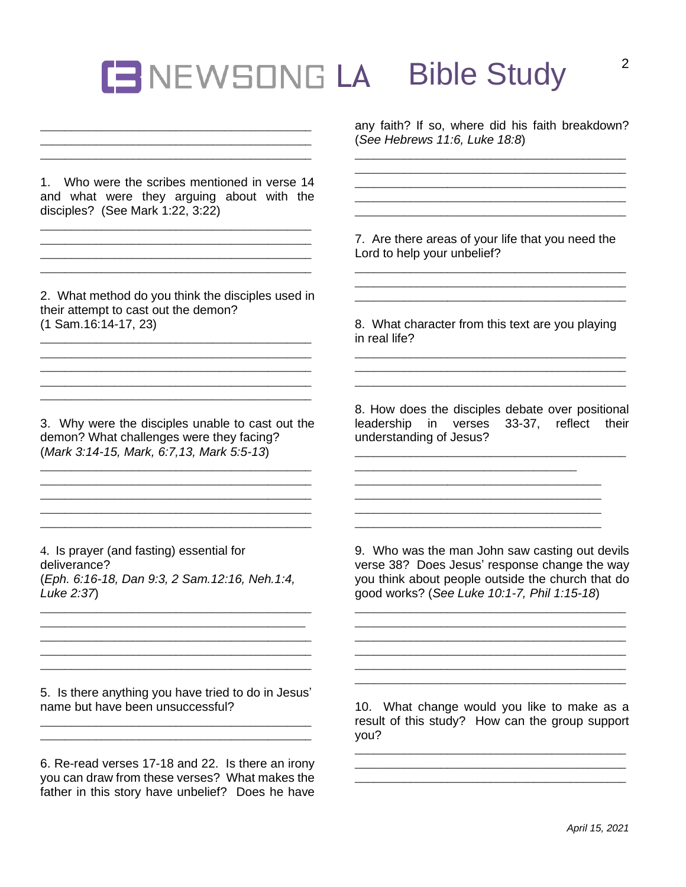# NEWSONG LA Bible Study

1. Who were the scribes mentioned in verse 14 and what were they arguing about with the disciples? (See Mark 1:22, 3:22)

2. What method do you think the disciples used in their attempt to cast out the demon? (1 Sam.16:14-17, 23)

3. Why were the disciples unable to cast out the demon? What challenges were they facing? (*Mark 3:14-15, Mark, 6:7,13, Mark 5:5-13*)

4. Is prayer (and fasting) essential for deliverance? (*Eph. 6:16-18, Dan 9:3, 2 Sam.12:16, Neh.1:4, Luke 2:37*)

5. Is there anything you have tried to do in Jesus' name but have been unsuccessful?

6. Re-read verses 17-18 and 22. Is there an irony you can draw from these verses? What makes the father in this story have unbelief? Does he have any faith? If so, where did his faith breakdown? (*See Hebrews 11:6, Luke 18:8*)

7. Are there areas of your life that you need the Lord to help your unbelief?

8. What character from this text are you playing in real life?

8. How does the disciples debate over positional leadership in verses 33-37, reflect their understanding of Jesus?

9. Who was the man John saw casting out devils verse 38? Does Jesus' response change the way you think about people outside the church that do good works? (*See Luke 10:1-7, Phil 1:15-18*)

10. What change would you like to make as a result of this study? How can the group support you?

*April 15, 2021*